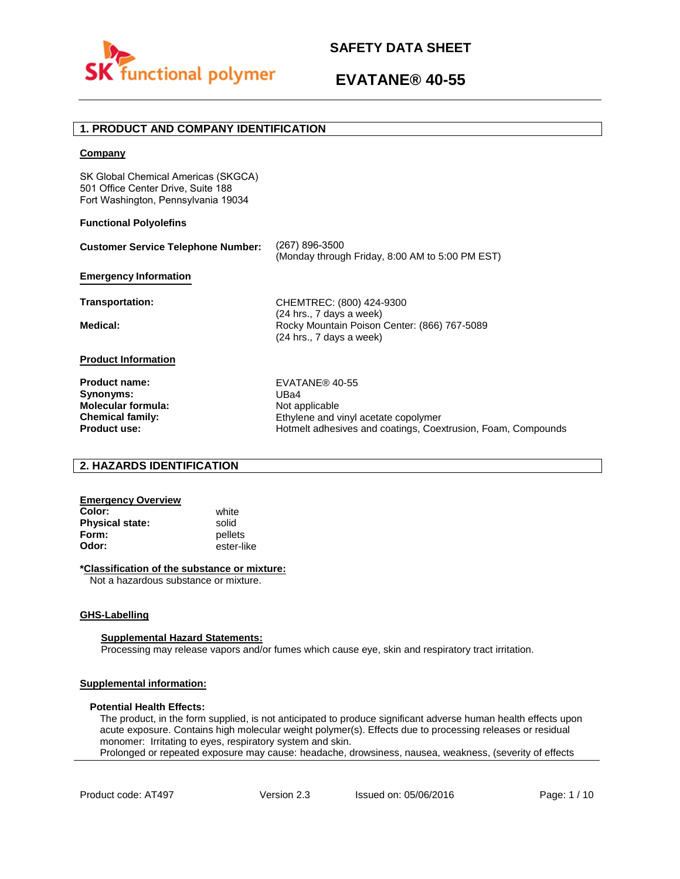# SAFETY DATA SHEET

# EVATANE® 40-55

## 1. PRODUCT AND COMPANY IDENTIFICATION

**Company**

SK Global Chemical Americas (SKGCA)
501 Office Center Drive, Suite 188
Fort Washington, Pennsylvania 19034

**Functional Polyolefins**

| | |
|---|---|
| **Customer Service Telephone Number:** | (267) 896-3500<br>(Monday through Friday, 8:00 AM to 5:00 PM EST) |

**Emergency Information**

| | |
|---|---|
| **Transportation:** | CHEMTREC: (800) 424-9300<br>(24 hrs., 7 days a week) |
| **Medical:** | Rocky Mountain Poison Center: (866) 767-5089<br>(24 hrs., 7 days a week) |

**Product Information**

| | |
|---|---|
| **Product name:** | EVATANE® 40-55 |
| **Synonyms:** | UBa4 |
| **Molecular formula:** | Not applicable |
| **Chemical family:** | Ethylene and vinyl acetate copolymer |
| **Product use:** | Hotmelt adhesives and coatings, Coextrusion, Foam, Compounds |

## 2. HAZARDS IDENTIFICATION

**Emergency Overview**

| | |
|---|---|
| **Color:** | white |
| **Physical state:** | solid |
| **Form:** | pellets |
| **Odor:** | ester-like |

***Classification of the substance or mixture:**

Not a hazardous substance or mixture.

**GHS-Labelling**

**Supplemental Hazard Statements:**

Processing may release vapors and/or fumes which cause eye, skin and respiratory tract irritation.

**Supplemental information:**

**Potential Health Effects:**

The product, in the form supplied, is not anticipated to produce significant adverse human health effects upon acute exposure. Contains high molecular weight polymer(s). Effects due to processing releases or residual monomer: Irritating to eyes, respiratory system and skin.
Prolonged or repeated exposure may cause: headache, drowsiness, nausea, weakness, (severity of effects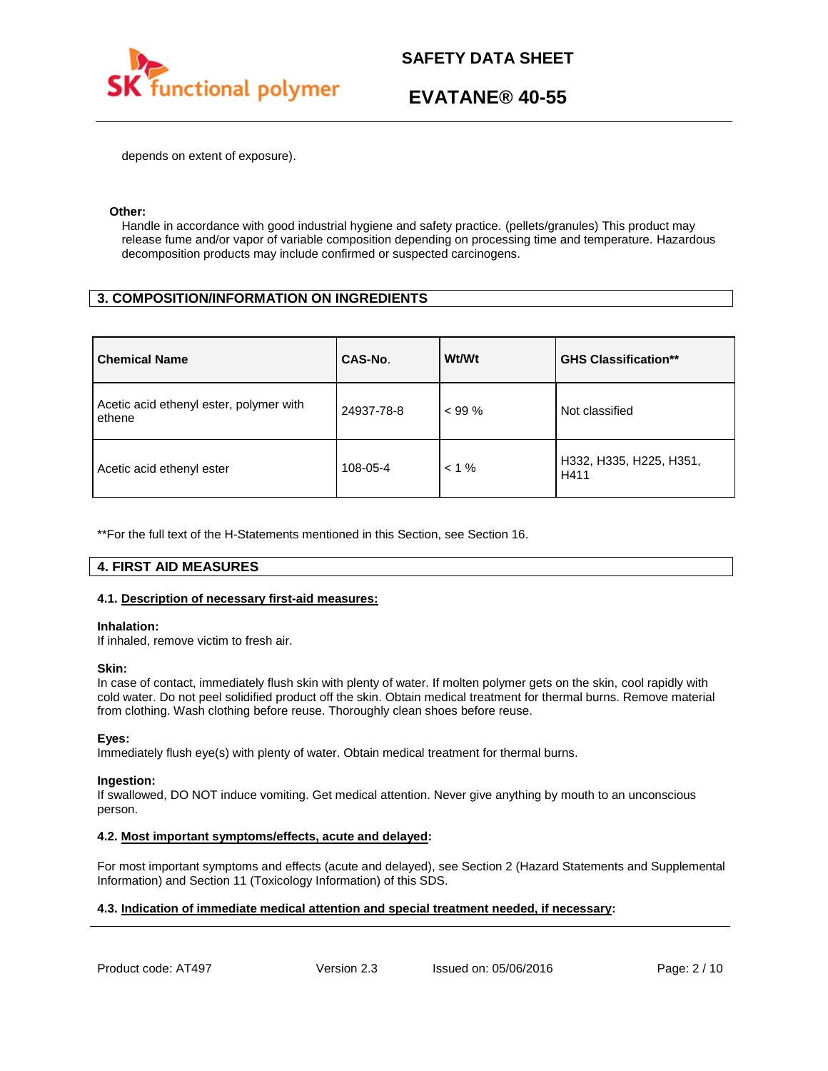depends on extent of exposure).

**Other:**

Handle in accordance with good industrial hygiene and safety practice. (pellets/granules) This product may release fume and/or vapor of variable composition depending on processing time and temperature. Hazardous decomposition products may include confirmed or suspected carcinogens.

## 3. COMPOSITION/INFORMATION ON INGREDIENTS

| Chemical Name | CAS-No. | Wt/Wt | GHS Classification** |
|---|---|---|---|
| Acetic acid ethenyl ester, polymer with ethene | 24937-78-8 | < 99 % | Not classified |
| Acetic acid ethenyl ester | 108-05-4 | < 1 % | H332, H335, H225, H351, H411 |

**For the full text of the H-Statements mentioned in this Section, see Section 16.

## 4. FIRST AID MEASURES

### 4.1. Description of necessary first-aid measures:

**Inhalation:**
If inhaled, remove victim to fresh air.

**Skin:**
In case of contact, immediately flush skin with plenty of water. If molten polymer gets on the skin, cool rapidly with cold water. Do not peel solidified product off the skin. Obtain medical treatment for thermal burns. Remove material from clothing. Wash clothing before reuse. Thoroughly clean shoes before reuse.

**Eyes:**
Immediately flush eye(s) with plenty of water. Obtain medical treatment for thermal burns.

**Ingestion:**
If swallowed, DO NOT induce vomiting. Get medical attention. Never give anything by mouth to an unconscious person.

### 4.2. Most important symptoms/effects, acute and delayed:

For most important symptoms and effects (acute and delayed), see Section 2 (Hazard Statements and Supplemental Information) and Section 11 (Toxicology Information) of this SDS.

### 4.3. Indication of immediate medical attention and special treatment needed, if necessary: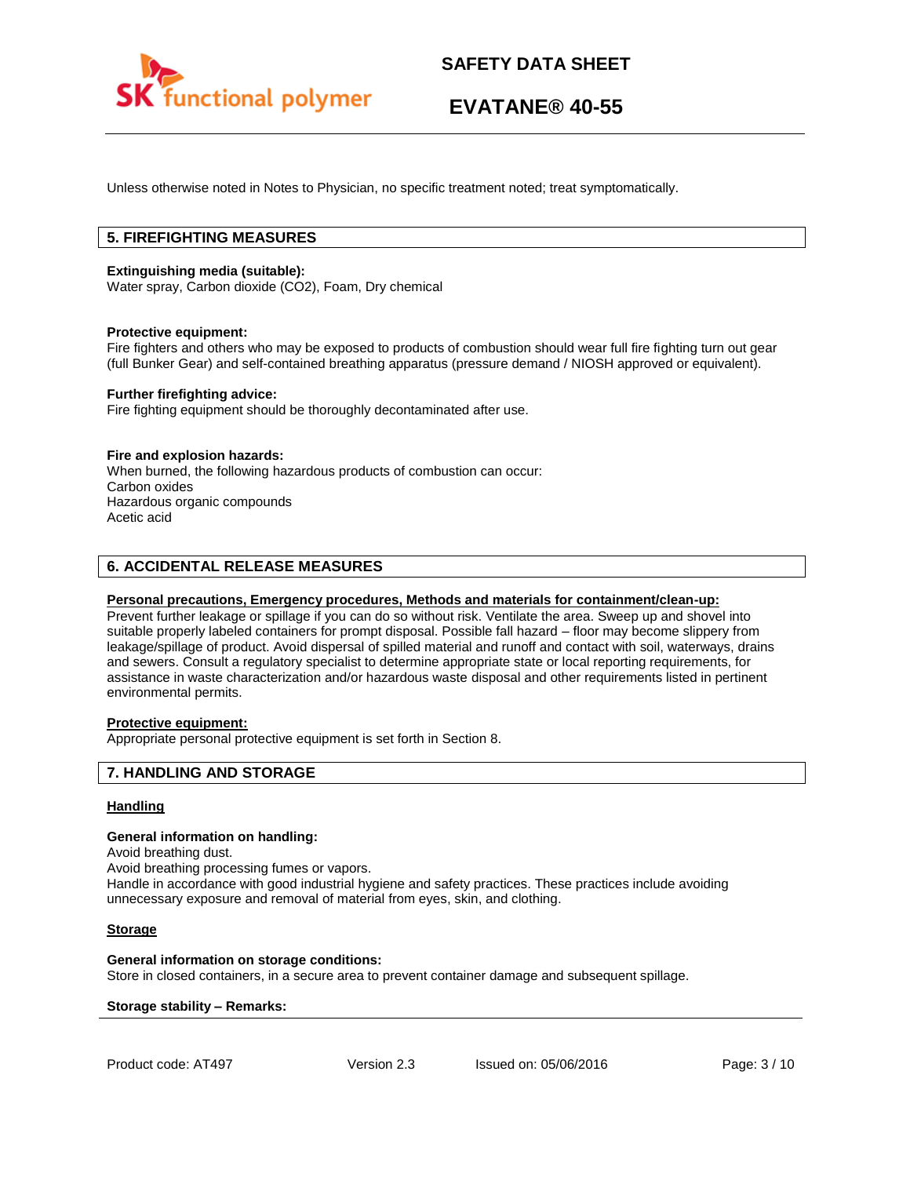Unless otherwise noted in Notes to Physician, no specific treatment noted; treat symptomatically.

## 5. FIREFIGHTING MEASURES

**Extinguishing media (suitable):**
Water spray, Carbon dioxide ($CO_2$), Foam, Dry chemical

**Protective equipment:**
Fire fighters and others who may be exposed to products of combustion should wear full fire fighting turn out gear (full Bunker Gear) and self-contained breathing apparatus (pressure demand / NIOSH approved or equivalent).

**Further firefighting advice:**
Fire fighting equipment should be thoroughly decontaminated after use.

**Fire and explosion hazards:**
When burned, the following hazardous products of combustion can occur:
Carbon oxides
Hazardous organic compounds
Acetic acid

## 6. ACCIDENTAL RELEASE MEASURES

**Personal precautions, Emergency procedures, Methods and materials for containment/clean-up:**
Prevent further leakage or spillage if you can do so without risk. Ventilate the area. Sweep up and shovel into suitable properly labeled containers for prompt disposal. Possible fall hazard – floor may become slippery from leakage/spillage of product. Avoid dispersal of spilled material and runoff and contact with soil, waterways, drains and sewers. Consult a regulatory specialist to determine appropriate state or local reporting requirements, for assistance in waste characterization and/or hazardous waste disposal and other requirements listed in pertinent environmental permits.

**Protective equipment:**
Appropriate personal protective equipment is set forth in Section 8.

## 7. HANDLING AND STORAGE

**Handling**

**General information on handling:**
Avoid breathing dust.
Avoid breathing processing fumes or vapors.
Handle in accordance with good industrial hygiene and safety practices. These practices include avoiding unnecessary exposure and removal of material from eyes, skin, and clothing.

**Storage**

**General information on storage conditions:**
Store in closed containers, in a secure area to prevent container damage and subsequent spillage.

**Storage stability – Remarks:**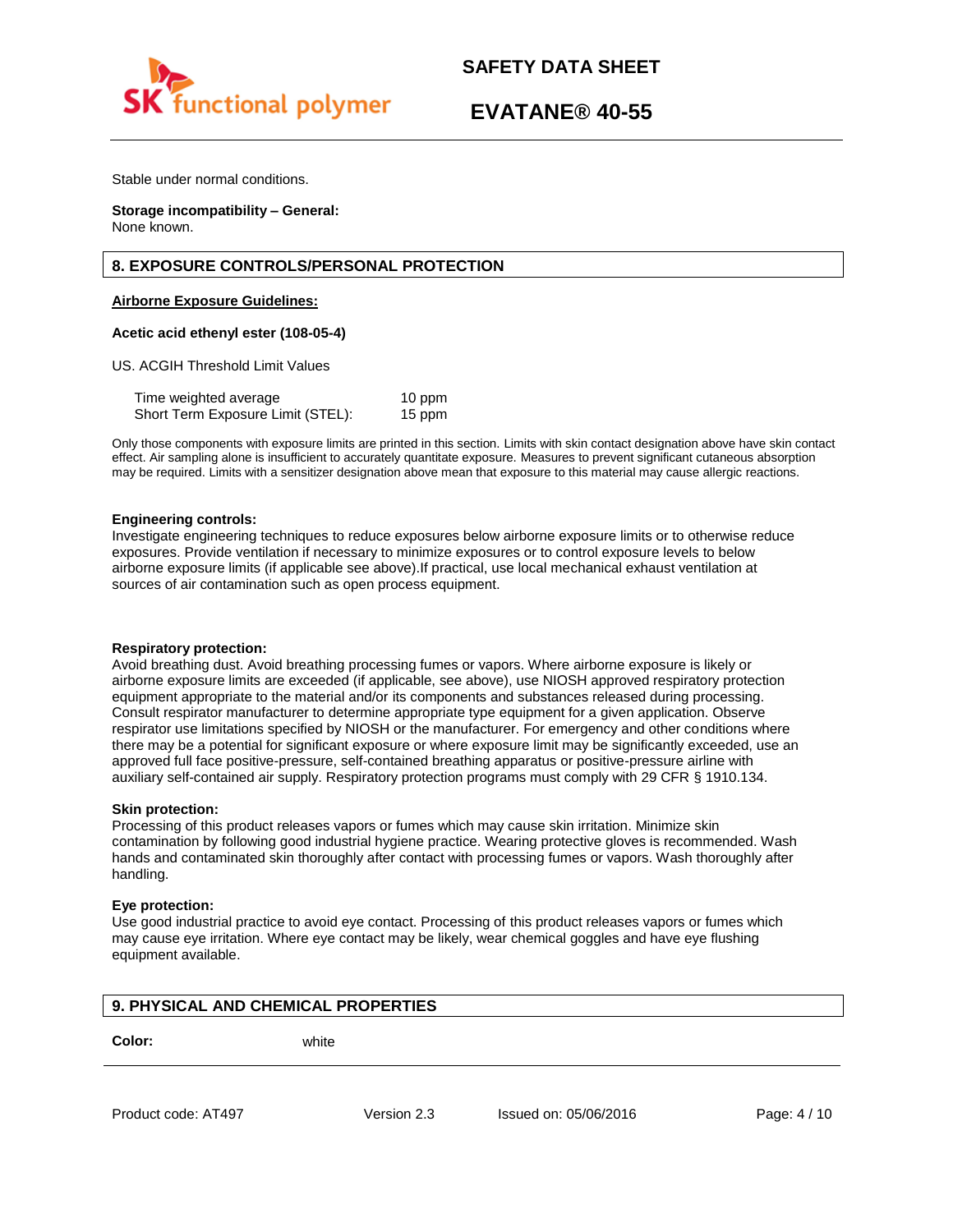Stable under normal conditions.

**Storage incompatibility – General:**
None known.

## 8. EXPOSURE CONTROLS/PERSONAL PROTECTION

**Airborne Exposure Guidelines:**

**Acetic acid ethenyl ester (108-05-4)**

US. ACGIH Threshold Limit Values

| | |
|---|---|
| Time weighted average | 10 ppm |
| Short Term Exposure Limit (STEL): | 15 ppm |

Only those components with exposure limits are printed in this section. Limits with skin contact designation above have skin contact effect. Air sampling alone is insufficient to accurately quantitate exposure. Measures to prevent significant cutaneous absorption may be required. Limits with a sensitizer designation above mean that exposure to this material may cause allergic reactions.

**Engineering controls:**
Investigate engineering techniques to reduce exposures below airborne exposure limits or to otherwise reduce exposures. Provide ventilation if necessary to minimize exposures or to control exposure levels to below airborne exposure limits (if applicable see above).If practical, use local mechanical exhaust ventilation at sources of air contamination such as open process equipment.

**Respiratory protection:**
Avoid breathing dust. Avoid breathing processing fumes or vapors. Where airborne exposure is likely or airborne exposure limits are exceeded (if applicable, see above), use NIOSH approved respiratory protection equipment appropriate to the material and/or its components and substances released during processing. Consult respirator manufacturer to determine appropriate type equipment for a given application. Observe respirator use limitations specified by NIOSH or the manufacturer. For emergency and other conditions where there may be a potential for significant exposure or where exposure limit may be significantly exceeded, use an approved full face positive-pressure, self-contained breathing apparatus or positive-pressure airline with auxiliary self-contained air supply. Respiratory protection programs must comply with 29 CFR § 1910.134.

**Skin protection:**
Processing of this product releases vapors or fumes which may cause skin irritation. Minimize skin contamination by following good industrial hygiene practice. Wearing protective gloves is recommended. Wash hands and contaminated skin thoroughly after contact with processing fumes or vapors. Wash thoroughly after handling.

**Eye protection:**
Use good industrial practice to avoid eye contact. Processing of this product releases vapors or fumes which may cause eye irritation. Where eye contact may be likely, wear chemical goggles and have eye flushing equipment available.

## 9. PHYSICAL AND CHEMICAL PROPERTIES

**Color:** white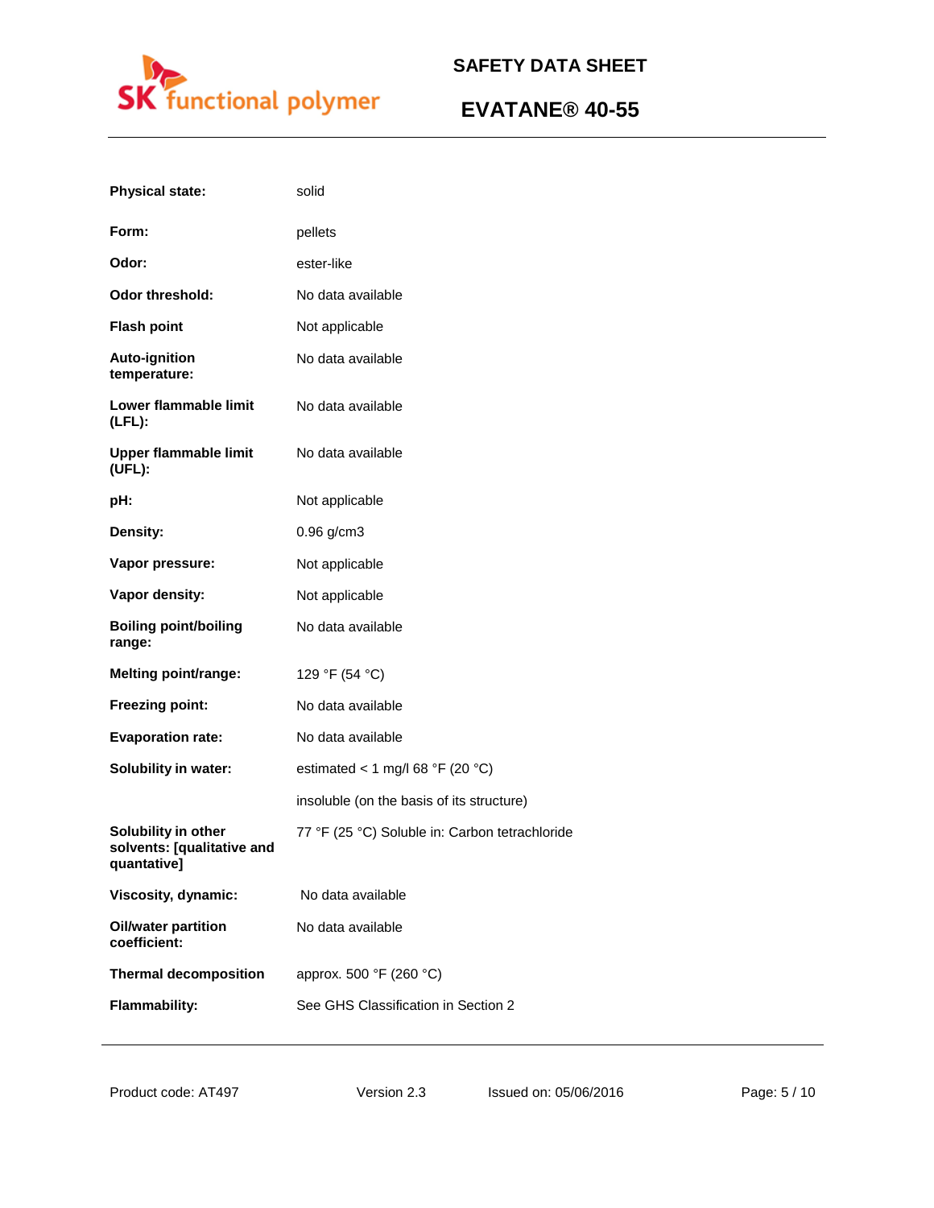| | |
|---|---|
| **Physical state:** | solid |
| **Form:** | pellets |
| **Odor:** | ester-like |
| **Odor threshold:** | No data available |
| **Flash point** | Not applicable |
| **Auto-ignition temperature:** | No data available |
| **Lower flammable limit (LFL):** | No data available |
| **Upper flammable limit (UFL):** | No data available |
| **pH:** | Not applicable |
| **Density:** | 0.96 g/cm3 |
| **Vapor pressure:** | Not applicable |
| **Vapor density:** | Not applicable |
| **Boiling point/boiling range:** | No data available |
| **Melting point/range:** | 129 °F (54 °C) |
| **Freezing point:** | No data available |
| **Evaporation rate:** | No data available |
| **Solubility in water:** | estimated < 1 mg/l 68 °F (20 °C) |
| | insoluble (on the basis of its structure) |
| **Solubility in other solvents: [qualitative and quantative]** | 77 °F (25 °C) Soluble in: Carbon tetrachloride |
| **Viscosity, dynamic:** | No data available |
| **Oil/water partition coefficient:** | No data available |
| **Thermal decomposition** | approx. 500 °F (260 °C) |
| **Flammability:** | See GHS Classification in Section 2 |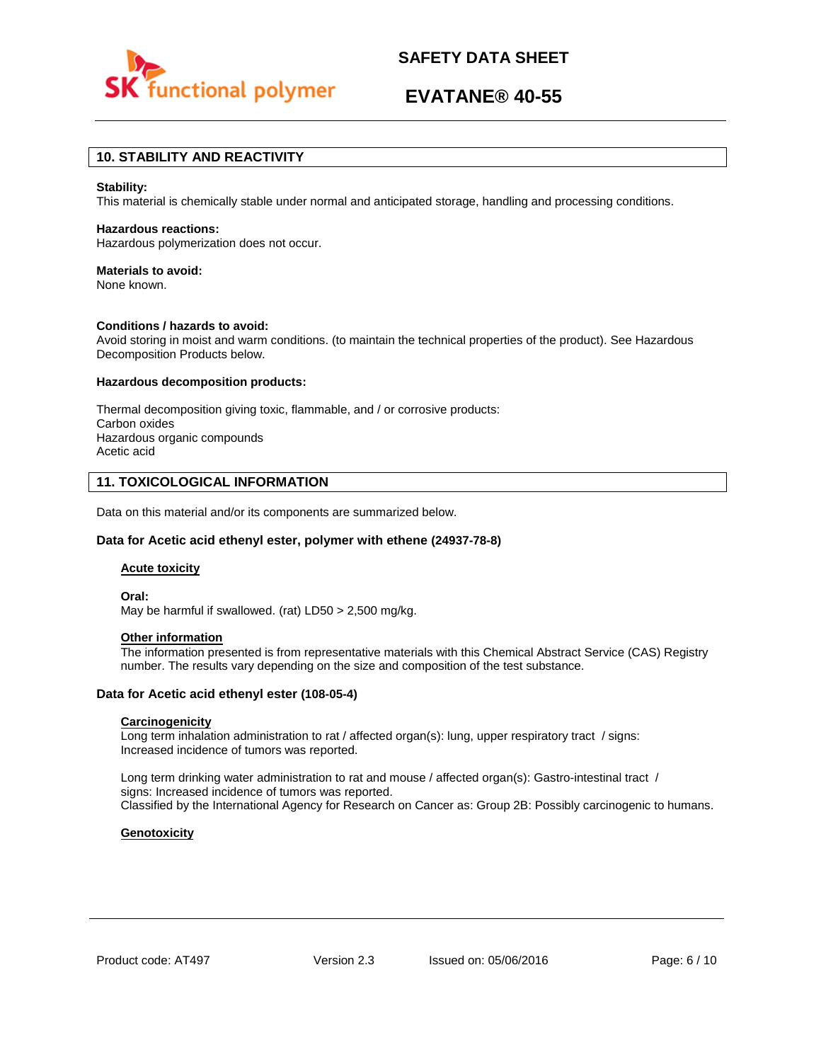## 10. STABILITY AND REACTIVITY

**Stability:**
This material is chemically stable under normal and anticipated storage, handling and processing conditions.

**Hazardous reactions:**
Hazardous polymerization does not occur.

**Materials to avoid:**
None known.

**Conditions / hazards to avoid:**
Avoid storing in moist and warm conditions. (to maintain the technical properties of the product). See Hazardous Decomposition Products below.

**Hazardous decomposition products:**

Thermal decomposition giving toxic, flammable, and / or corrosive products:
Carbon oxides
Hazardous organic compounds
Acetic acid

## 11. TOXICOLOGICAL INFORMATION

Data on this material and/or its components are summarized below.

### Data for Acetic acid ethenyl ester, polymer with ethene (24937-78-8)

#### Acute toxicity

**Oral:**
May be harmful if swallowed. (rat) LD50 > 2,500 mg/kg.

#### Other information

The information presented is from representative materials with this Chemical Abstract Service (CAS) Registry number. The results vary depending on the size and composition of the test substance.

### Data for Acetic acid ethenyl ester (108-05-4)

#### Carcinogenicity

Long term inhalation administration to rat / affected organ(s): lung, upper respiratory tract / signs: Increased incidence of tumors was reported.

Long term drinking water administration to rat and mouse / affected organ(s): Gastro-intestinal tract / signs: Increased incidence of tumors was reported.
Classified by the International Agency for Research on Cancer as: Group 2B: Possibly carcinogenic to humans.

#### Genotoxicity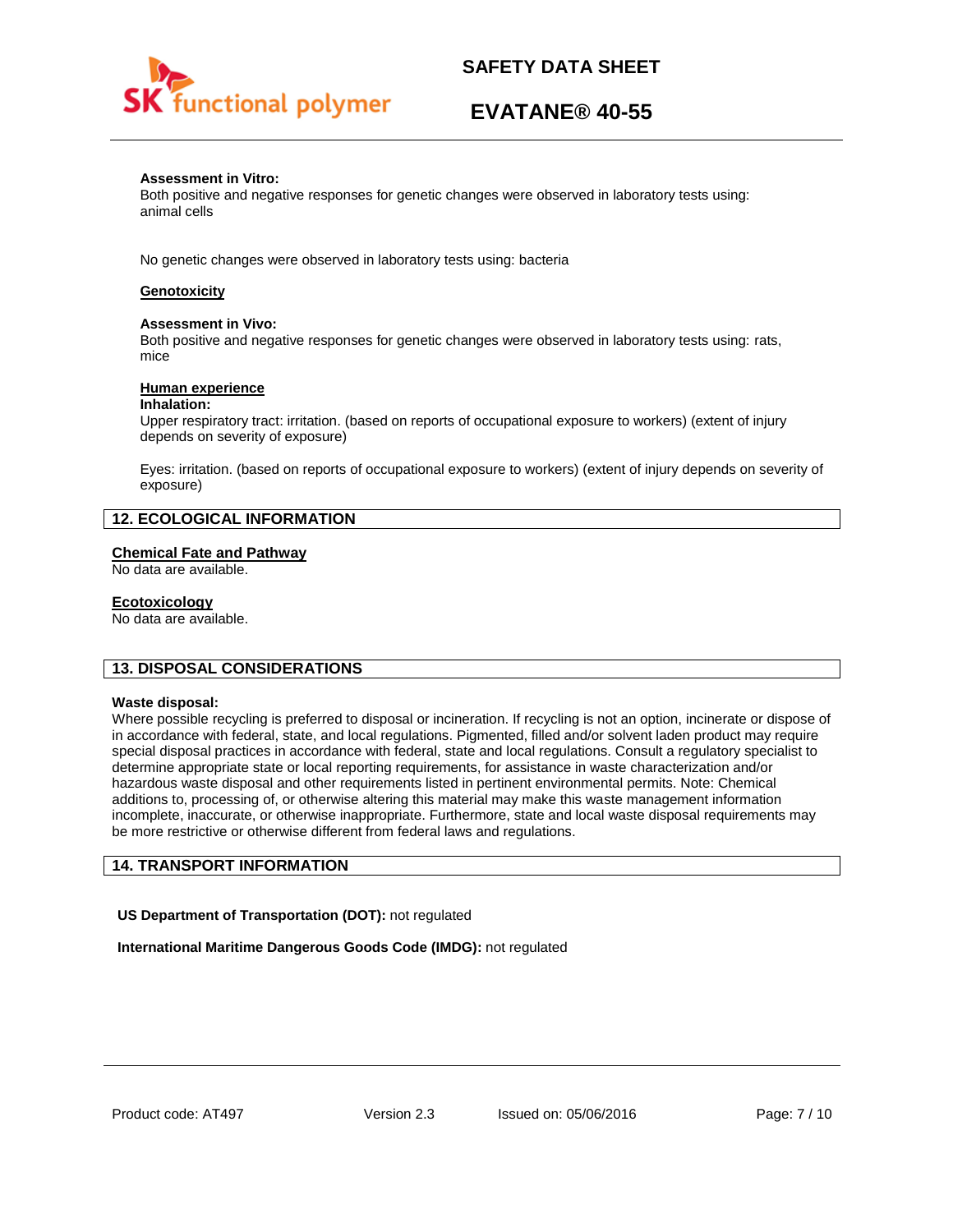**Assessment in Vitro:**
Both positive and negative responses for genetic changes were observed in laboratory tests using: animal cells

No genetic changes were observed in laboratory tests using: bacteria

**Genotoxicity**

**Assessment in Vivo:**
Both positive and negative responses for genetic changes were observed in laboratory tests using: rats, mice

**Human experience**

**Inhalation:**
Upper respiratory tract: irritation. (based on reports of occupational exposure to workers) (extent of injury depends on severity of exposure)

Eyes: irritation. (based on reports of occupational exposure to workers) (extent of injury depends on severity of exposure)

## 12. ECOLOGICAL INFORMATION

**Chemical Fate and Pathway**
No data are available.

**Ecotoxicology**
No data are available.

## 13. DISPOSAL CONSIDERATIONS

**Waste disposal:**
Where possible recycling is preferred to disposal or incineration. If recycling is not an option, incinerate or dispose of in accordance with federal, state, and local regulations. Pigmented, filled and/or solvent laden product may require special disposal practices in accordance with federal, state and local regulations. Consult a regulatory specialist to determine appropriate state or local reporting requirements, for assistance in waste characterization and/or hazardous waste disposal and other requirements listed in pertinent environmental permits. Note: Chemical additions to, processing of, or otherwise altering this material may make this waste management information incomplete, inaccurate, or otherwise inappropriate. Furthermore, state and local waste disposal requirements may be more restrictive or otherwise different from federal laws and regulations.

## 14. TRANSPORT INFORMATION

**US Department of Transportation (DOT):** not regulated

**International Maritime Dangerous Goods Code (IMDG):** not regulated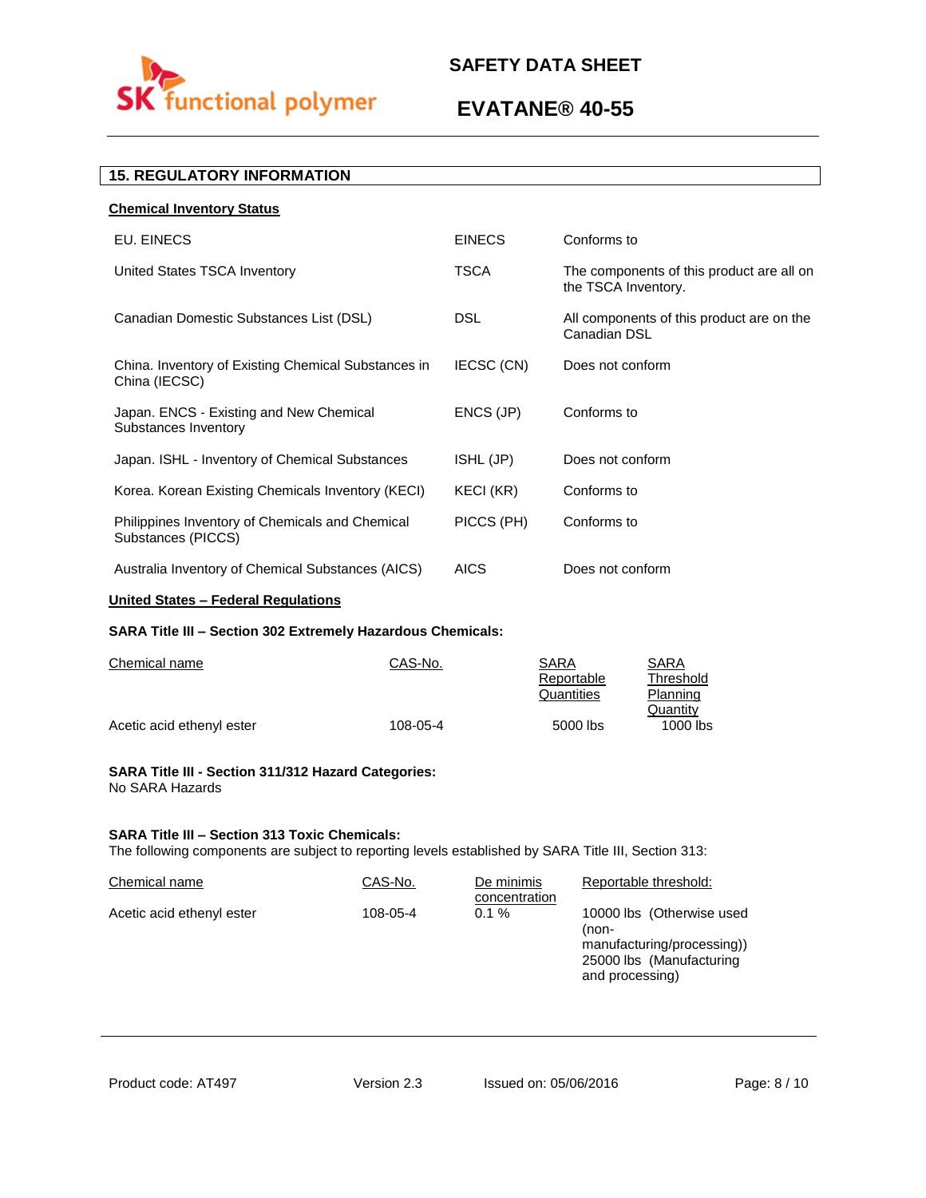## 15. REGULATORY INFORMATION

### Chemical Inventory Status

| | | |
|---|---|---|
| EU. EINECS | EINECS | Conforms to |
| United States TSCA Inventory | TSCA | The components of this product are all on the TSCA Inventory. |
| Canadian Domestic Substances List (DSL) | DSL | All components of this product are on the Canadian DSL |
| China. Inventory of Existing Chemical Substances in China (IECSC) | IECSC (CN) | Does not conform |
| Japan. ENCS - Existing and New Chemical Substances Inventory | ENCS (JP) | Conforms to |
| Japan. ISHL - Inventory of Chemical Substances | ISHL (JP) | Does not conform |
| Korea. Korean Existing Chemicals Inventory (KECI) | KECI (KR) | Conforms to |
| Philippines Inventory of Chemicals and Chemical Substances (PICCS) | PICCS (PH) | Conforms to |
| Australia Inventory of Chemical Substances (AICS) | AICS | Does not conform |

### United States – Federal Regulations

**SARA Title III – Section 302 Extremely Hazardous Chemicals:**

| Chemical name | CAS-No. | SARA Reportable Quantities | SARA Threshold Planning Quantity |
|---|---|---|---|
| Acetic acid ethenyl ester | 108-05-4 | 5000 lbs | 1000 lbs |

**SARA Title III - Section 311/312 Hazard Categories:**
No SARA Hazards

**SARA Title III – Section 313 Toxic Chemicals:**
The following components are subject to reporting levels established by SARA Title III, Section 313:

| Chemical name | CAS-No. | De minimis concentration | Reportable threshold: |
|---|---|---|---|
| Acetic acid ethenyl ester | 108-05-4 | 0.1 % | 10000 lbs (Otherwise used (non-manufacturing/processing)) 25000 lbs (Manufacturing and processing) |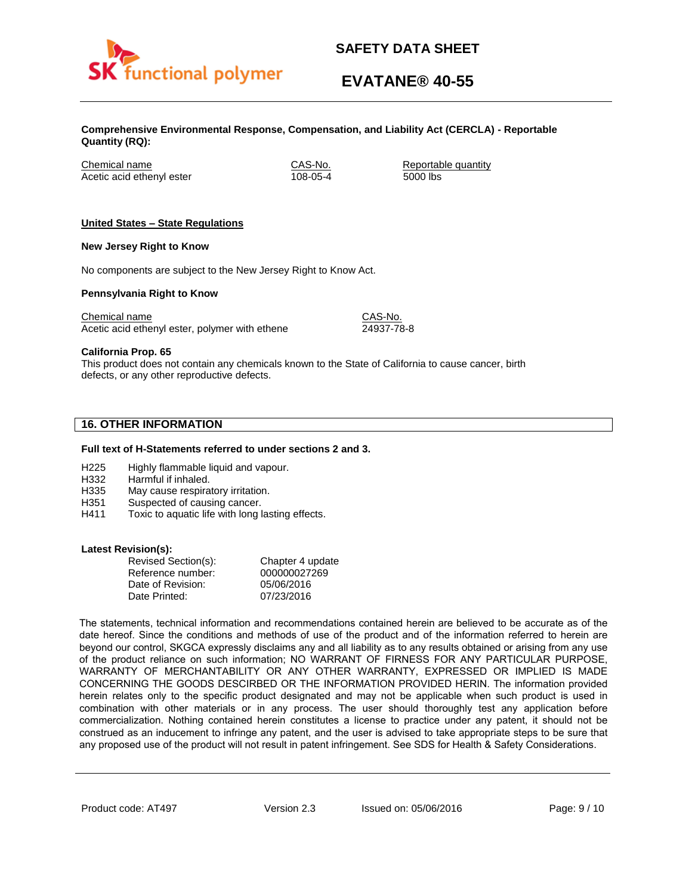**Comprehensive Environmental Response, Compensation, and Liability Act (CERCLA) - Reportable Quantity (RQ):**

| Chemical name | CAS-No. | Reportable quantity |
|---|---|---|
| Acetic acid ethenyl ester | 108-05-4 | 5000 lbs |

**United States – State Regulations**

**New Jersey Right to Know**

No components are subject to the New Jersey Right to Know Act.

**Pennsylvania Right to Know**

| Chemical name | CAS-No. |
|---|---|
| Acetic acid ethenyl ester, polymer with ethene | 24937-78-8 |

**California Prop. 65**
This product does not contain any chemicals known to the State of California to cause cancer, birth defects, or any other reproductive defects.

## 16. OTHER INFORMATION

**Full text of H-Statements referred to under sections 2 and 3.**

| | |
|---|---|
| H225 | Highly flammable liquid and vapour. |
| H332 | Harmful if inhaled. |
| H335 | May cause respiratory irritation. |
| H351 | Suspected of causing cancer. |
| H411 | Toxic to aquatic life with long lasting effects. |

**Latest Revision(s):**

| | |
|---|---|
| Revised Section(s): | Chapter 4 update |
| Reference number: | 000000027269 |
| Date of Revision: | 05/06/2016 |
| Date Printed: | 07/23/2016 |

The statements, technical information and recommendations contained herein are believed to be accurate as of the date hereof. Since the conditions and methods of use of the product and of the information referred to herein are beyond our control, SKGCA expressly disclaims any and all liability as to any results obtained or arising from any use of the product reliance on such information; NO WARRANT OF FIRNESS FOR ANY PARTICULAR PURPOSE, WARRANTY OF MERCHANTABILITY OR ANY OTHER WARRANTY, EXPRESSED OR IMPLIED IS MADE CONCERNING THE GOODS DESCRIBED OR THE INFORMATION PROVIDED HERIN. The information provided herein relates only to the specific product designated and may not be applicable when such product is used in combination with other materials or in any process. The user should thoroughly test any application before commercialization. Nothing contained herein constitutes a license to practice under any patent, it should not be construed as an inducement to infringe any patent, and the user is advised to take appropriate steps to be sure that any proposed use of the product will not result in patent infringement. See SDS for Health & Safety Considerations.